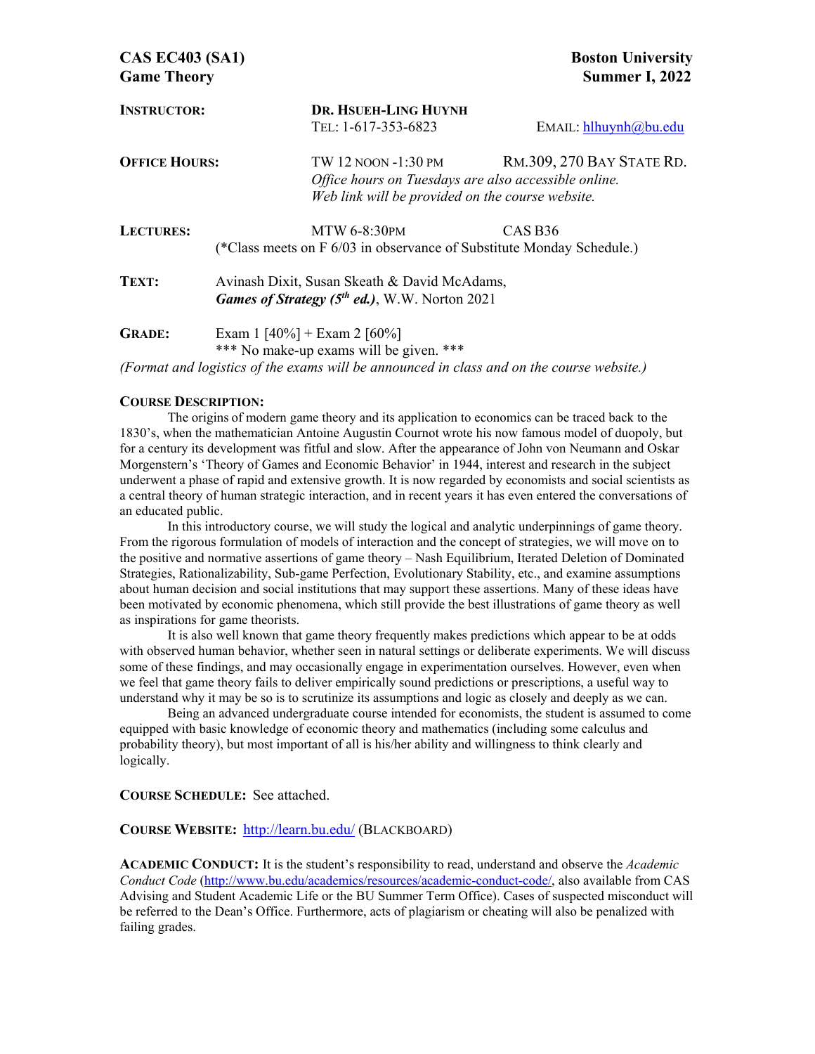**CAS EC403 (SA1)**
**Game Theory**

**Boston University**
**Summer I, 2022**

**INSTRUCTOR:** **DR. HSUEH-LING HUYNH**
TEL: 1-617-353-6823 EMAIL: hlhuynh@bu.edu

**OFFICE HOURS:** TW 12 NOON -1:30 PM RM.309, 270 BAY STATE RD.
*Office hours on Tuesdays are also accessible online.*
*Web link will be provided on the course website.*

**LECTURES:** MTW 6-8:30PM CAS B36
(*Class meets on F 6/03 in observance of Substitute Monday Schedule.)

**TEXT:** Avinash Dixit, Susan Skeath & David McAdams,
***Games of Strategy (5th ed.)***, W.W. Norton 2021

**GRADE:** Exam 1 [40%] + Exam 2 [60%]
*** No make-up exams will be given. ***
*(Format and logistics of the exams will be announced in class and on the course website.)*

**COURSE DESCRIPTION:**

The origins of modern game theory and its application to economics can be traced back to the 1830's, when the mathematician Antoine Augustin Cournot wrote his now famous model of duopoly, but for a century its development was fitful and slow. After the appearance of John von Neumann and Oskar Morgenstern's 'Theory of Games and Economic Behavior' in 1944, interest and research in the subject underwent a phase of rapid and extensive growth. It is now regarded by economists and social scientists as a central theory of human strategic interaction, and in recent years it has even entered the conversations of an educated public.

In this introductory course, we will study the logical and analytic underpinnings of game theory. From the rigorous formulation of models of interaction and the concept of strategies, we will move on to the positive and normative assertions of game theory – Nash Equilibrium, Iterated Deletion of Dominated Strategies, Rationalizability, Sub-game Perfection, Evolutionary Stability, etc., and examine assumptions about human decision and social institutions that may support these assertions. Many of these ideas have been motivated by economic phenomena, which still provide the best illustrations of game theory as well as inspirations for game theorists.

It is also well known that game theory frequently makes predictions which appear to be at odds with observed human behavior, whether seen in natural settings or deliberate experiments. We will discuss some of these findings, and may occasionally engage in experimentation ourselves. However, even when we feel that game theory fails to deliver empirically sound predictions or prescriptions, a useful way to understand why it may be so is to scrutinize its assumptions and logic as closely and deeply as we can.

Being an advanced undergraduate course intended for economists, the student is assumed to come equipped with basic knowledge of economic theory and mathematics (including some calculus and probability theory), but most important of all is his/her ability and willingness to think clearly and logically.

**COURSE SCHEDULE:** See attached.

**COURSE WEBSITE:** http://learn.bu.edu/ (BLACKBOARD)

**ACADEMIC CONDUCT:** It is the student's responsibility to read, understand and observe the *Academic Conduct Code* (http://www.bu.edu/academics/resources/academic-conduct-code/, also available from CAS Advising and Student Academic Life or the BU Summer Term Office). Cases of suspected misconduct will be referred to the Dean's Office. Furthermore, acts of plagiarism or cheating will also be penalized with failing grades.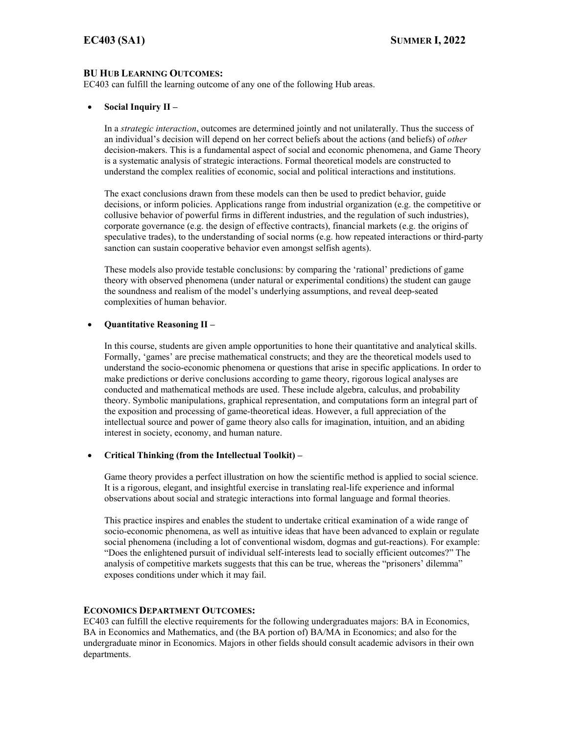## BU Hub Learning Outcomes:

EC403 can fulfill the learning outcome of any one of the following Hub areas.

- **Social Inquiry II –**

  In a *strategic interaction*, outcomes are determined jointly and not unilaterally. Thus the success of an individual's decision will depend on her correct beliefs about the actions (and beliefs) of *other* decision-makers. This is a fundamental aspect of social and economic phenomena, and Game Theory is a systematic analysis of strategic interactions. Formal theoretical models are constructed to understand the complex realities of economic, social and political interactions and institutions.

  The exact conclusions drawn from these models can then be used to predict behavior, guide decisions, or inform policies. Applications range from industrial organization (e.g. the competitive or collusive behavior of powerful firms in different industries, and the regulation of such industries), corporate governance (e.g. the design of effective contracts), financial markets (e.g. the origins of speculative trades), to the understanding of social norms (e.g. how repeated interactions or third-party sanction can sustain cooperative behavior even amongst selfish agents).

  These models also provide testable conclusions: by comparing the 'rational' predictions of game theory with observed phenomena (under natural or experimental conditions) the student can gauge the soundness and realism of the model's underlying assumptions, and reveal deep-seated complexities of human behavior.

- **Quantitative Reasoning II –**

  In this course, students are given ample opportunities to hone their quantitative and analytical skills. Formally, 'games' are precise mathematical constructs; and they are the theoretical models used to understand the socio-economic phenomena or questions that arise in specific applications. In order to make predictions or derive conclusions according to game theory, rigorous logical analyses are conducted and mathematical methods are used. These include algebra, calculus, and probability theory. Symbolic manipulations, graphical representation, and computations form an integral part of the exposition and processing of game-theoretical ideas. However, a full appreciation of the intellectual source and power of game theory also calls for imagination, intuition, and an abiding interest in society, economy, and human nature.

- **Critical Thinking (from the Intellectual Toolkit) –**

  Game theory provides a perfect illustration on how the scientific method is applied to social science. It is a rigorous, elegant, and insightful exercise in translating real-life experience and informal observations about social and strategic interactions into formal language and formal theories.

  This practice inspires and enables the student to undertake critical examination of a wide range of socio-economic phenomena, as well as intuitive ideas that have been advanced to explain or regulate social phenomena (including a lot of conventional wisdom, dogmas and gut-reactions). For example: "Does the enlightened pursuit of individual self-interests lead to socially efficient outcomes?" The analysis of competitive markets suggests that this can be true, whereas the "prisoners' dilemma" exposes conditions under which it may fail.

## Economics Department Outcomes:

EC403 can fulfill the elective requirements for the following undergraduates majors: BA in Economics, BA in Economics and Mathematics, and (the BA portion of) BA/MA in Economics; and also for the undergraduate minor in Economics. Majors in other fields should consult academic advisors in their own departments.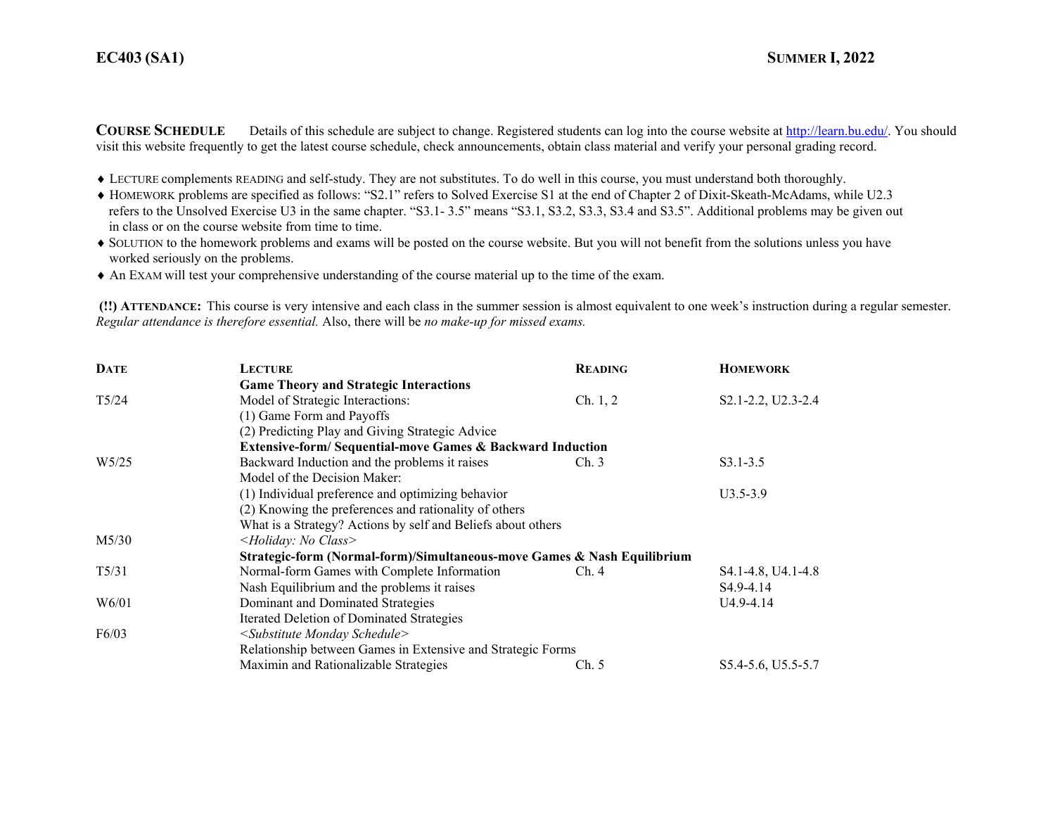**EC403 (SA1)** **SUMMER I, 2022**

**COURSE SCHEDULE** Details of this schedule are subject to change. Registered students can log into the course website at http://learn.bu.edu/. You should visit this website frequently to get the latest course schedule, check announcements, obtain class material and verify your personal grading record.

- ♦ LECTURE complements READING and self-study. They are not substitutes. To do well in this course, you must understand both thoroughly.
- ♦ HOMEWORK problems are specified as follows: "S2.1" refers to Solved Exercise S1 at the end of Chapter 2 of Dixit-Skeath-McAdams, while U2.3 refers to the Unsolved Exercise U3 in the same chapter. "S3.1- 3.5" means "S3.1, S3.2, S3.3, S3.4 and S3.5". Additional problems may be given out in class or on the course website from time to time.
- ♦ SOLUTION to the homework problems and exams will be posted on the course website. But you will not benefit from the solutions unless you have worked seriously on the problems.
- ♦ An EXAM will test your comprehensive understanding of the course material up to the time of the exam.

**(!!) ATTENDANCE:** This course is very intensive and each class in the summer session is almost equivalent to one week's instruction during a regular semester. *Regular attendance is therefore essential.* Also, there will be *no make-up for missed exams.*

| **DATE** | **LECTURE** | **READING** | **HOMEWORK** |
|---|---|---|---|
| | **Game Theory and Strategic Interactions** | | |
| T5/24 | Model of Strategic Interactions: | Ch. 1, 2 | S2.1-2.2, U2.3-2.4 |
| | (1) Game Form and Payoffs | | |
| | (2) Predicting Play and Giving Strategic Advice | | |
| | **Extensive-form/ Sequential-move Games & Backward Induction** | | |
| W5/25 | Backward Induction and the problems it raises | Ch. 3 | S3.1-3.5 |
| | Model of the Decision Maker: | | |
| | (1) Individual preference and optimizing behavior | | U3.5-3.9 |
| | (2) Knowing the preferences and rationality of others | | |
| | What is a Strategy? Actions by self and Beliefs about others | | |
| M5/30 | *<Holiday: No Class>* | | |
| | **Strategic-form (Normal-form)/Simultaneous-move Games & Nash Equilibrium** | | |
| T5/31 | Normal-form Games with Complete Information | Ch. 4 | S4.1-4.8, U4.1-4.8 |
| | Nash Equilibrium and the problems it raises | | S4.9-4.14 |
| W6/01 | Dominant and Dominated Strategies | | U4.9-4.14 |
| | Iterated Deletion of Dominated Strategies | | |
| F6/03 | *<Substitute Monday Schedule>* | | |
| | Relationship between Games in Extensive and Strategic Forms | | |
| | Maximin and Rationalizable Strategies | Ch. 5 | S5.4-5.6, U5.5-5.7 |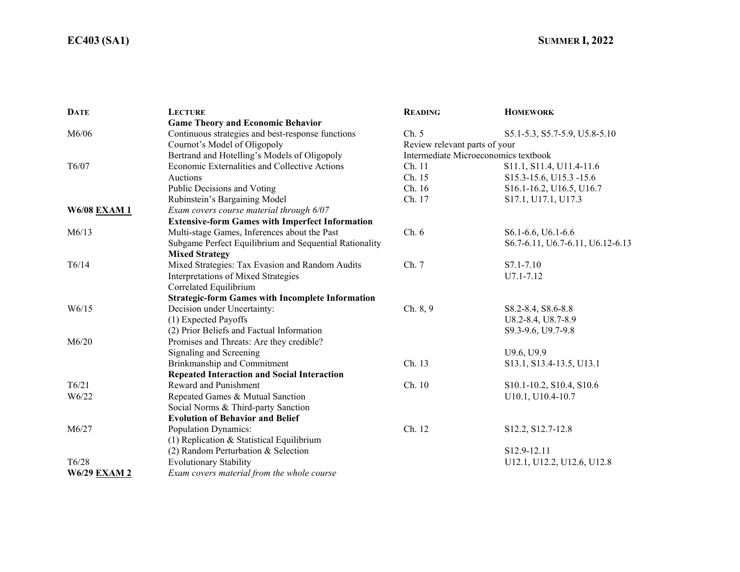**EC403 (SA1)** **SUMMER I, 2022**

| DATE | LECTURE | READING | HOMEWORK |
|---|---|---|---|
| | **Game Theory and Economic Behavior** | | |
| M6/06 | Continuous strategies and best-response functions | Ch. 5 | S5.1-5.3, S5.7-5.9, U5.8-5.10 |
| | Cournot's Model of Oligopoly | Review relevant parts of your | |
| | Bertrand and Hotelling's Models of Oligopoly | Intermediate Microeconomics textbook | |
| T6/07 | Economic Externalities and Collective Actions | Ch. 11 | S11.1, S11.4, U11.4-11.6 |
| | Auctions | Ch. 15 | S15.3-15.6, U15.3 -15.6 |
| | Public Decisions and Voting | Ch. 16 | S16.1-16.2, U16.5, U16.7 |
| | Rubinstein's Bargaining Model | Ch. 17 | S17.1, U17.1, U17.3 |
| **W6/08 EXAM 1** | *Exam covers course material through 6/07* | | |
| | **Extensive-form Games with Imperfect Information** | | |
| M6/13 | Multi-stage Games, Inferences about the Past | Ch. 6 | S6.1-6.6, U6.1-6.6 |
| | Subgame Perfect Equilibrium and Sequential Rationality | | S6.7-6.11, U6.7-6.11, U6.12-6.13 |
| | **Mixed Strategy** | | |
| T6/14 | Mixed Strategies: Tax Evasion and Random Audits | Ch. 7 | S7.1-7.10 |
| | Interpretations of Mixed Strategies | | U7.1-7.12 |
| | Correlated Equilibrium | | |
| | **Strategic-form Games with Incomplete Information** | | |
| W6/15 | Decision under Uncertainty: | Ch. 8, 9 | S8.2-8.4, S8.6-8.8 |
| | (1) Expected Payoffs | | U8.2-8.4, U8.7-8.9 |
| | (2) Prior Beliefs and Factual Information | | S9.3-9.6, U9.7-9.8 |
| M6/20 | Promises and Threats: Are they credible? | | |
| | Signaling and Screening | | U9.6, U9.9 |
| | Brinkmanship and Commitment | Ch. 13 | S13.1, S13.4-13.5, U13.1 |
| | **Repeated Interaction and Social Interaction** | | |
| T6/21 | Reward and Punishment | Ch. 10 | S10.1-10.2, S10.4, S10.6 |
| W6/22 | Repeated Games & Mutual Sanction | | U10.1, U10.4-10.7 |
| | Social Norms & Third-party Sanction | | |
| | **Evolution of Behavior and Belief** | | |
| M6/27 | Population Dynamics: | Ch. 12 | S12.2, S12.7-12.8 |
| | (1) Replication & Statistical Equilibrium | | |
| | (2) Random Perturbation & Selection | | S12.9-12.11 |
| T6/28 | Evolutionary Stability | | U12.1, U12.2, U12.6, U12.8 |
| **W6/29 EXAM 2** | *Exam covers material from the whole course* | | |